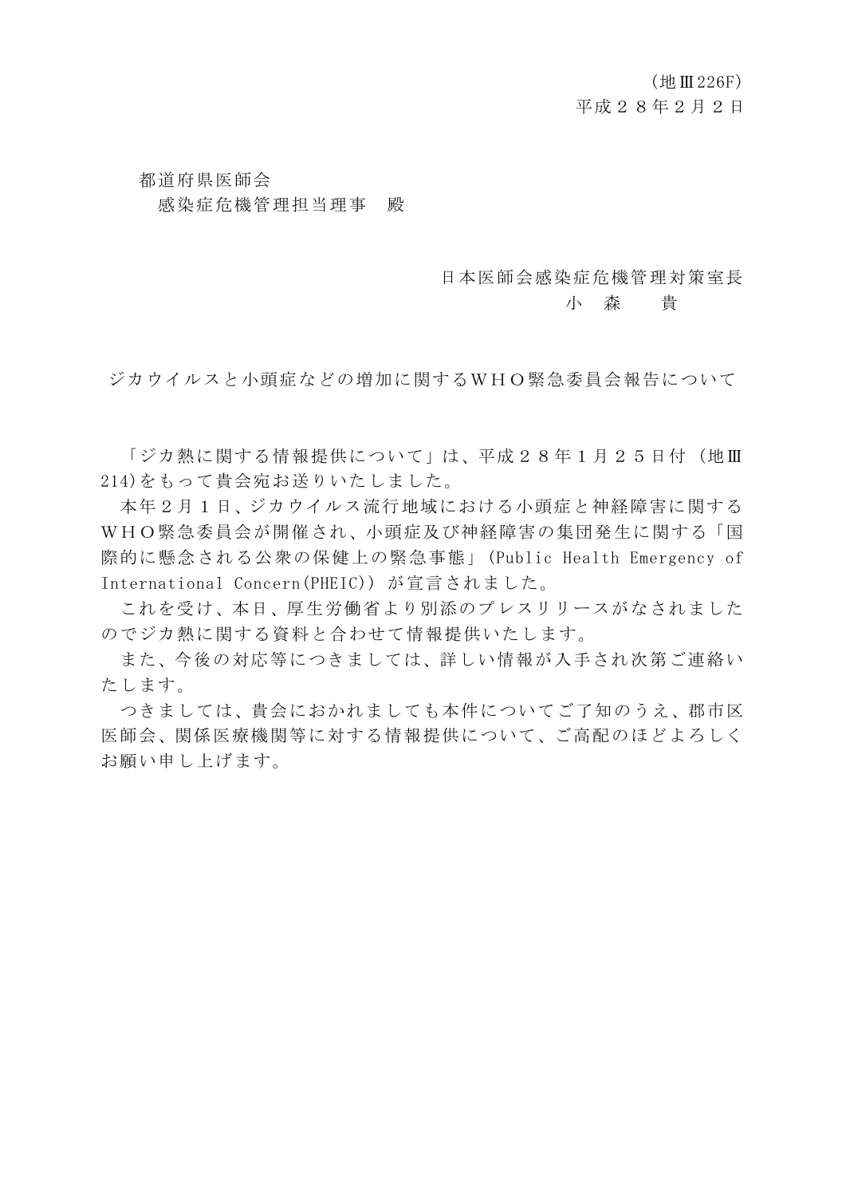（地Ⅲ226F）
平成２８年２月２日

都道府県医師会
感染症危機管理担当理事　殿

日本医師会感染症危機管理対策室長
小　森　　貴

ジカウイルスと小頭症などの増加に関するＷＨＯ緊急委員会報告について

「ジカ熱に関する情報提供について」は、平成２８年１月２５日付（地Ⅲ214)をもって貴会宛お送りいたしました。

本年２月１日、ジカウイルス流行地域における小頭症と神経障害に関するＷＨＯ緊急委員会が開催され、小頭症及び神経障害の集団発生に関する「国際的に懸念される公衆の保健上の緊急事態」(Public Health Emergency of International Concern(PHEIC)）が宣言されました。

これを受け、本日、厚生労働省より別添のプレスリリースがなされましたのでジカ熱に関する資料と合わせて情報提供いたします。

また、今後の対応等につきましては、詳しい情報が入手され次第ご連絡いたします。

つきましては、貴会におかれましても本件についてご了知のうえ、郡市区医師会、関係医療機関等に対する情報提供について、ご高配のほどよろしくお願い申し上げます。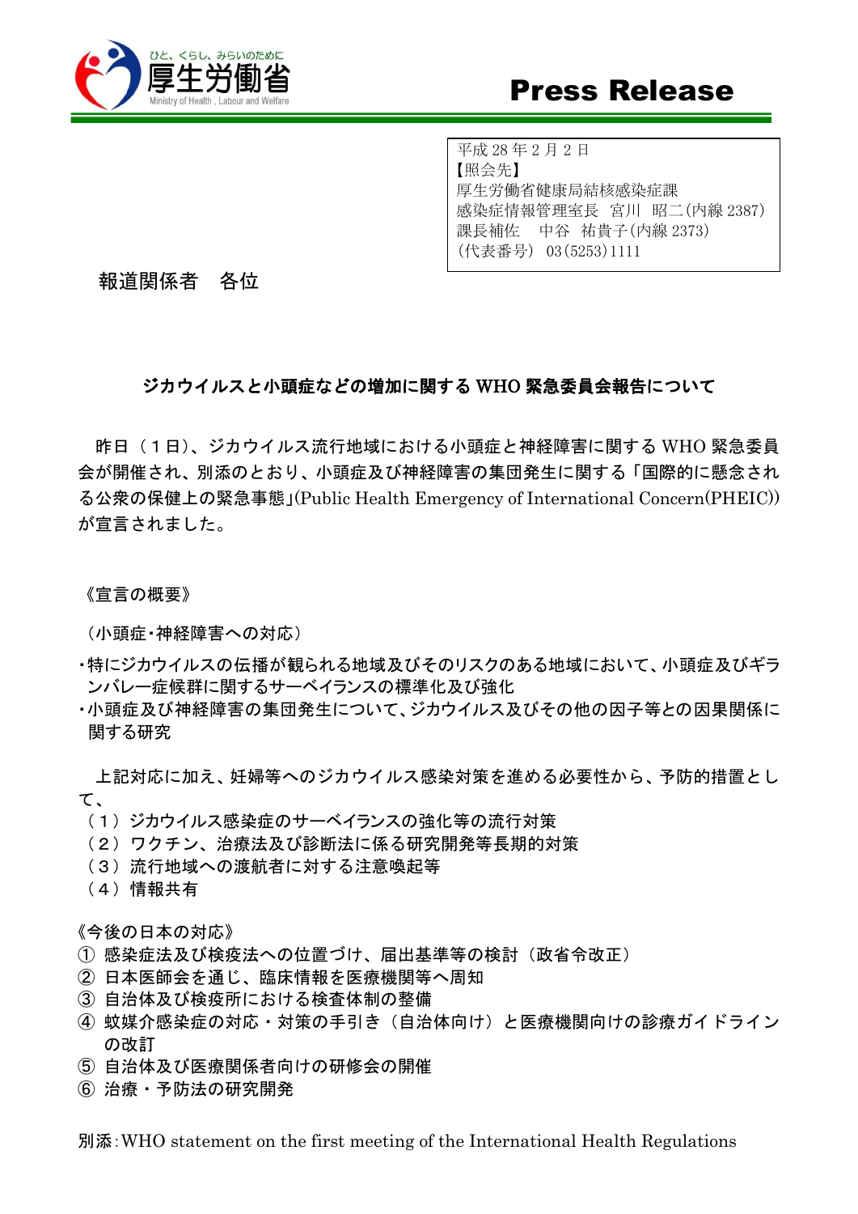厚生労働省
ひと、くらし、みらいのために
Ministry of Health, Labour and Welfare

# Press Release

平成 28 年 2 月 2 日
【照会先】
厚生労働省健康局結核感染症課
感染症情報管理室長　宮川　昭二(内線 2387)
課長補佐　　中谷　祐貴子(内線 2373)
(代表番号)　03(5253)1111

報道関係者　各位

## ジカウイルスと小頭症などの増加に関する WHO 緊急委員会報告について

昨日（１日）、ジカウイルス流行地域における小頭症と神経障害に関する WHO 緊急委員会が開催され、別添のとおり、小頭症及び神経障害の集団発生に関する「国際的に懸念される公衆の保健上の緊急事態」(Public Health Emergency of International Concern(PHEIC))が宣言されました。

《宣言の概要》

（小頭症･神経障害への対応）

・特にジカウイルスの伝播が観られる地域及びそのリスクのある地域において、小頭症及びギランバレー症候群に関するサーベイランスの標準化及び強化
・小頭症及び神経障害の集団発生について、ジカウイルス及びその他の因子等との因果関係に関する研究

上記対応に加え、妊婦等へのジカウイルス感染対策を進める必要性から、予防的措置として、
（１）ジカウイルス感染症のサーベイランスの強化等の流行対策
（２）ワクチン、治療法及び診断法に係る研究開発等長期的対策
（３）流行地域への渡航者に対する注意喚起等
（４）情報共有

《今後の日本の対応》
① 感染症法及び検疫法への位置づけ、届出基準等の検討（政省令改正）
② 日本医師会を通じ、臨床情報を医療機関等へ周知
③ 自治体及び検疫所における検査体制の整備
④ 蚊媒介感染症の対応・対策の手引き（自治体向け）と医療機関向けの診療ガイドラインの改訂
⑤ 自治体及び医療関係者向けの研修会の開催
⑥ 治療・予防法の研究開発

別添:WHO statement on the first meeting of the International Health Regulations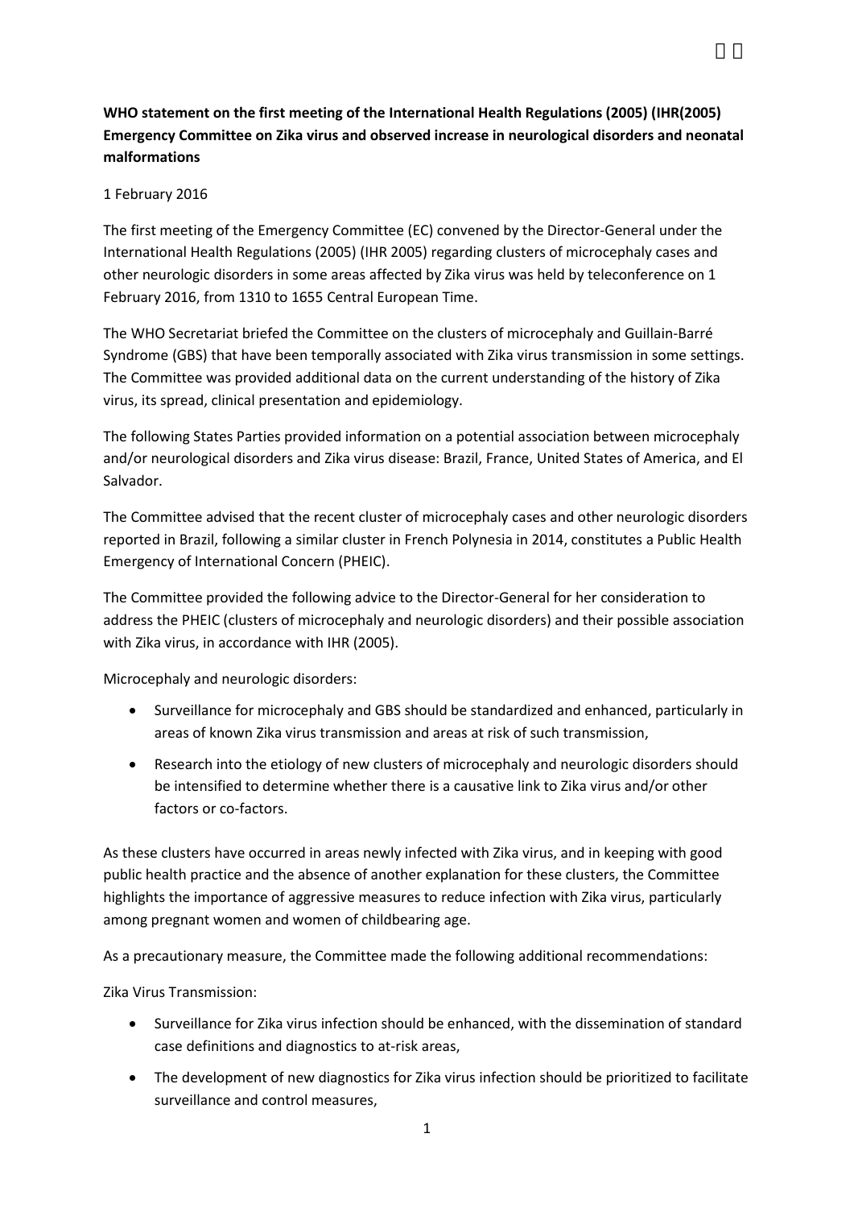**WHO statement on the first meeting of the International Health Regulations (2005) (IHR(2005) Emergency Committee on Zika virus and observed increase in neurological disorders and neonatal malformations**

1 February 2016

The first meeting of the Emergency Committee (EC) convened by the Director-General under the International Health Regulations (2005) (IHR 2005) regarding clusters of microcephaly cases and other neurologic disorders in some areas affected by Zika virus was held by teleconference on 1 February 2016, from 1310 to 1655 Central European Time.

The WHO Secretariat briefed the Committee on the clusters of microcephaly and Guillain-Barré Syndrome (GBS) that have been temporally associated with Zika virus transmission in some settings. The Committee was provided additional data on the current understanding of the history of Zika virus, its spread, clinical presentation and epidemiology.

The following States Parties provided information on a potential association between microcephaly and/or neurological disorders and Zika virus disease: Brazil, France, United States of America, and El Salvador.

The Committee advised that the recent cluster of microcephaly cases and other neurologic disorders reported in Brazil, following a similar cluster in French Polynesia in 2014, constitutes a Public Health Emergency of International Concern (PHEIC).

The Committee provided the following advice to the Director-General for her consideration to address the PHEIC (clusters of microcephaly and neurologic disorders) and their possible association with Zika virus, in accordance with IHR (2005).

Microcephaly and neurologic disorders:

- Surveillance for microcephaly and GBS should be standardized and enhanced, particularly in areas of known Zika virus transmission and areas at risk of such transmission,
- Research into the etiology of new clusters of microcephaly and neurologic disorders should be intensified to determine whether there is a causative link to Zika virus and/or other factors or co-factors.

As these clusters have occurred in areas newly infected with Zika virus, and in keeping with good public health practice and the absence of another explanation for these clusters, the Committee highlights the importance of aggressive measures to reduce infection with Zika virus, particularly among pregnant women and women of childbearing age.

As a precautionary measure, the Committee made the following additional recommendations:

Zika Virus Transmission:

- Surveillance for Zika virus infection should be enhanced, with the dissemination of standard case definitions and diagnostics to at-risk areas,
- The development of new diagnostics for Zika virus infection should be prioritized to facilitate surveillance and control measures,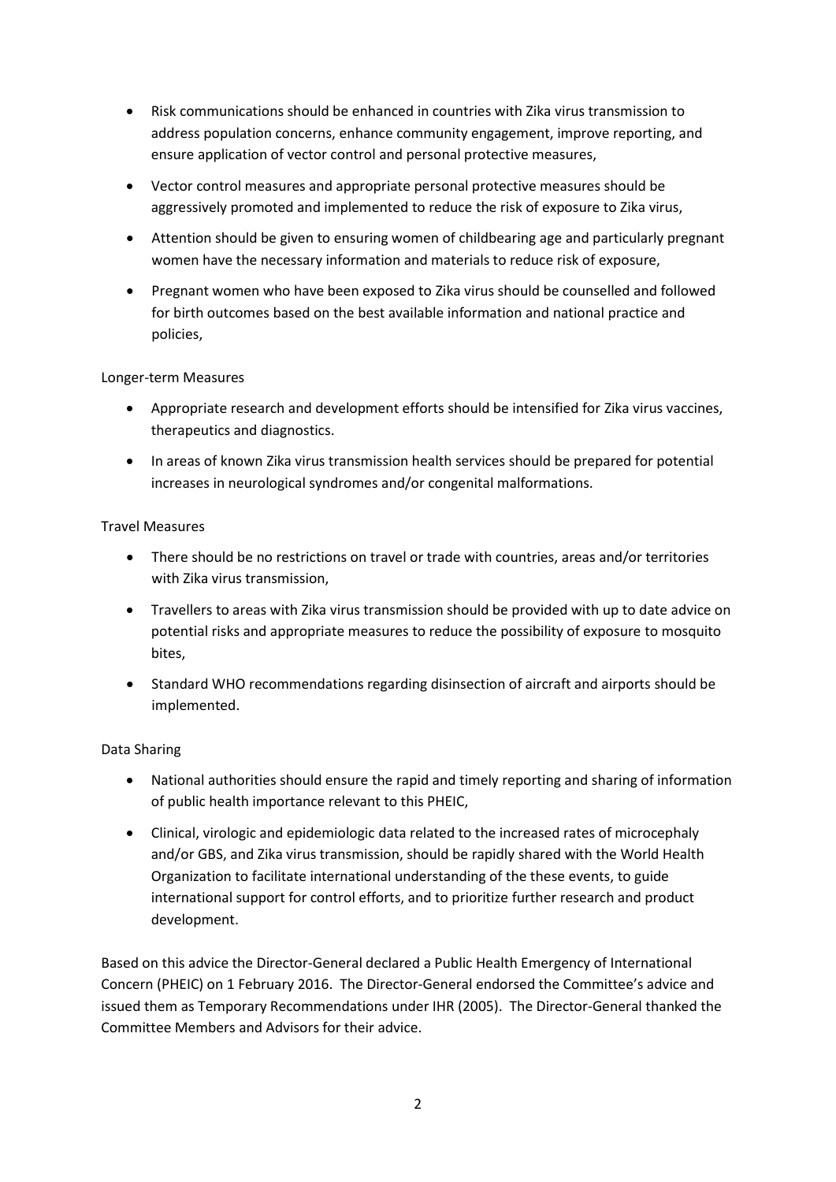- Risk communications should be enhanced in countries with Zika virus transmission to address population concerns, enhance community engagement, improve reporting, and ensure application of vector control and personal protective measures,
- Vector control measures and appropriate personal protective measures should be aggressively promoted and implemented to reduce the risk of exposure to Zika virus,
- Attention should be given to ensuring women of childbearing age and particularly pregnant women have the necessary information and materials to reduce risk of exposure,
- Pregnant women who have been exposed to Zika virus should be counselled and followed for birth outcomes based on the best available information and national practice and policies,

Longer-term Measures

- Appropriate research and development efforts should be intensified for Zika virus vaccines, therapeutics and diagnostics.
- In areas of known Zika virus transmission health services should be prepared for potential increases in neurological syndromes and/or congenital malformations.

Travel Measures

- There should be no restrictions on travel or trade with countries, areas and/or territories with Zika virus transmission,
- Travellers to areas with Zika virus transmission should be provided with up to date advice on potential risks and appropriate measures to reduce the possibility of exposure to mosquito bites,
- Standard WHO recommendations regarding disinsection of aircraft and airports should be implemented.

Data Sharing

- National authorities should ensure the rapid and timely reporting and sharing of information of public health importance relevant to this PHEIC,
- Clinical, virologic and epidemiologic data related to the increased rates of microcephaly and/or GBS, and Zika virus transmission, should be rapidly shared with the World Health Organization to facilitate international understanding of the these events, to guide international support for control efforts, and to prioritize further research and product development.

Based on this advice the Director-General declared a Public Health Emergency of International Concern (PHEIC) on 1 February 2016. The Director-General endorsed the Committee's advice and issued them as Temporary Recommendations under IHR (2005). The Director-General thanked the Committee Members and Advisors for their advice.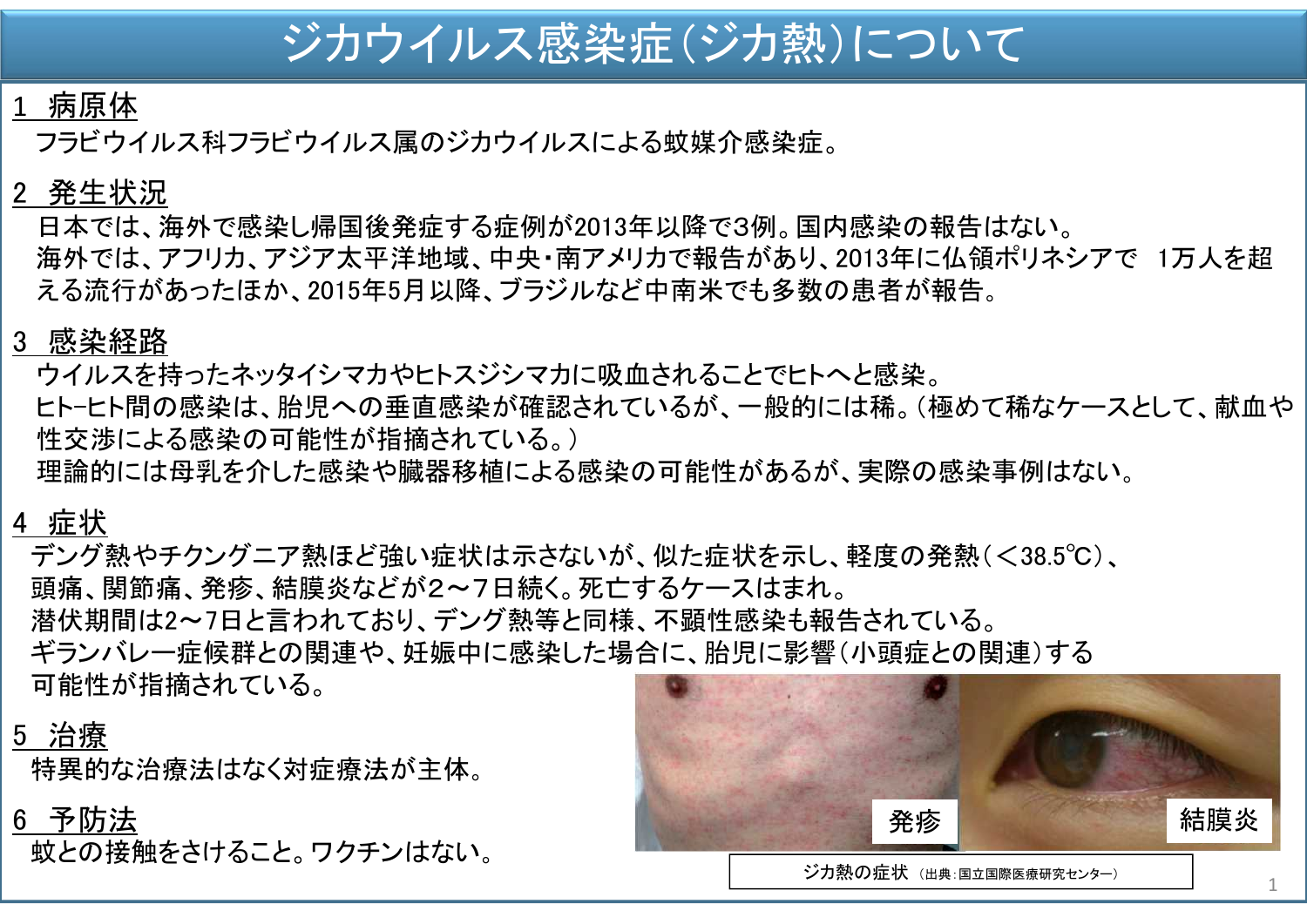# ジカウイルス感染症（ジカ熱）について

## 1 病原体

フラビウイルス科フラビウイルス属のジカウイルスによる蚊媒介感染症。

## 2 発生状況

日本では、海外で感染し帰国後発症する症例が2013年以降で3例。国内感染の報告はない。
海外では、アフリカ、アジア太平洋地域、中央・南アメリカで報告があり、2013年に仏領ポリネシアで 1万人を超える流行があったほか、2015年5月以降、ブラジルなど中南米でも多数の患者が報告。

## 3 感染経路

ウイルスを持ったネッタイシマカやヒトスジシマカに吸血されることでヒトへと感染。
ヒト−ヒト間の感染は、胎児への垂直感染が確認されているが、一般的には稀。（極めて稀なケースとして、献血や性交渉による感染の可能性が指摘されている。）
理論的には母乳を介した感染や臓器移植による感染の可能性があるが、実際の感染事例はない。

## 4 症状

デング熱やチクングニア熱ほど強い症状は示さないが、似た症状を示し、軽度の発熱（＜38.5℃）、頭痛、関節痛、発疹、結膜炎などが2～7日続く。死亡するケースはまれ。
潜伏期間は2～7日と言われており、デング熱等と同様、不顕性感染も報告されている。
ギランバレー症候群との関連や、妊娠中に感染した場合に、胎児に影響（小頭症との関連）する可能性が指摘されている。

## 5 治療

特異的な治療法はなく対症療法が主体。

## 6 予防法

蚊との接触をさけること。ワクチンはない。

発疹　結膜炎

ジカ熱の症状（出典：国立国際医療研究センター）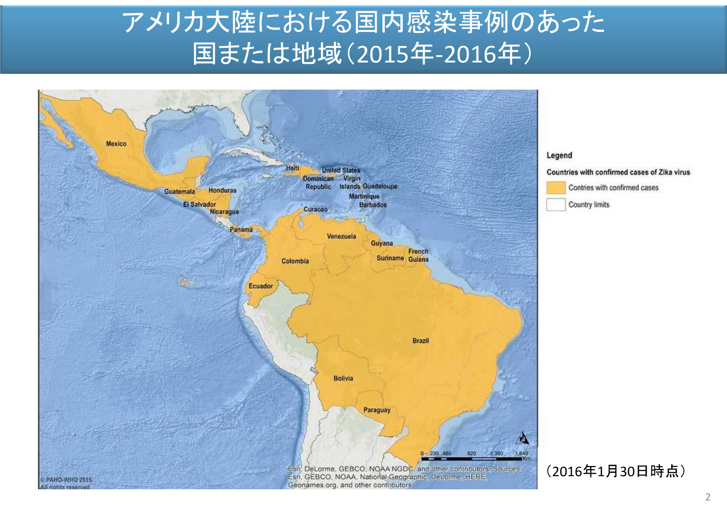# アメリカ大陸における国内感染事例のあった国または地域（2015年-2016年）

Mexico

Guatemala

Honduras

El Salvador

Nicaragua

Panama

Haiti

Dominican Republic

United States Virgin Islands

Guadeloupe

Martinique

Barbados

Curacao

Venezuela

Guyana

Suriname

French Guiana

Colombia

Ecuador

Brazil

Bolivia

Paraguay

**Legend**

**Countries with confirmed cases of Zika virus**

- Contries with confirmed cases
- Country limits

0 230 460 920 1,380 1,840 Km

Esri, DeLorme, GEBCO, NOAA NGDC, and other contributors; Sources: Esri, GEBCO, NOAA, National Geographic, DeLorme, HERE, Geonames.org, and other contributors

© PAHO-WHO 2015. All rights reserved.

（2016年1月30日時点）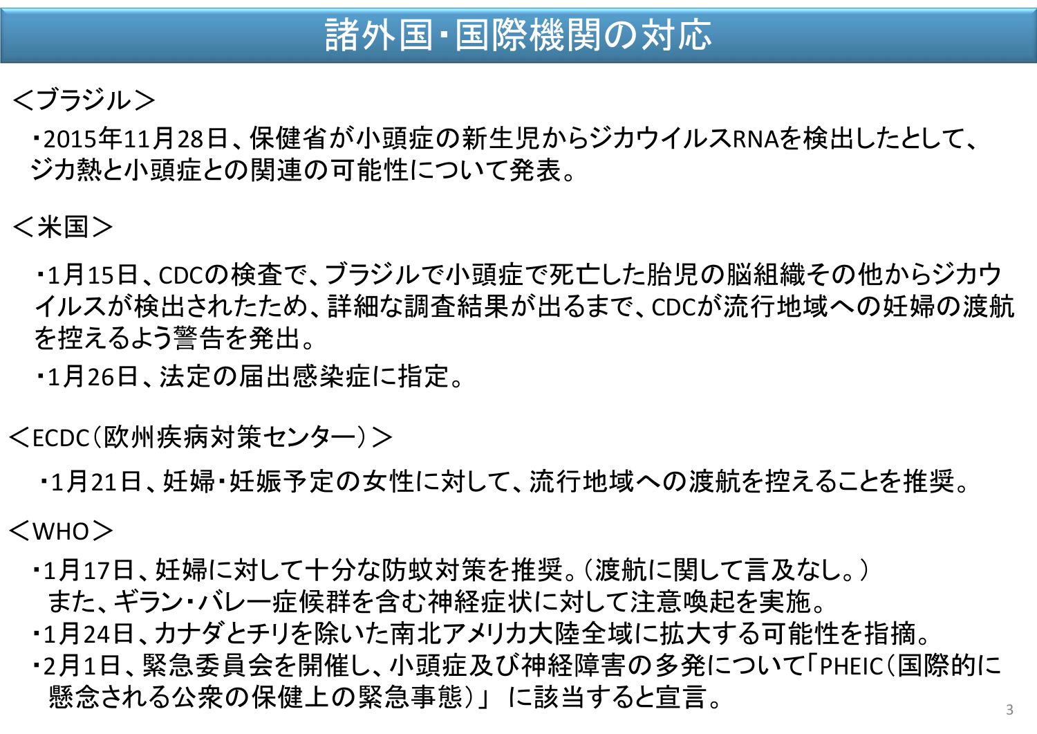# 諸外国・国際機関の対応

＜ブラジル＞

・2015年11月28日、保健省が小頭症の新生児からジカウイルスRNAを検出したとして、ジカ熱と小頭症との関連の可能性について発表。

＜米国＞

・1月15日、CDCの検査で、ブラジルで小頭症で死亡した胎児の脳組織その他からジカウイルスが検出されたため、詳細な調査結果が出るまで、CDCが流行地域への妊婦の渡航を控えるよう警告を発出。

・1月26日、法定の届出感染症に指定。

＜ECDC（欧州疾病対策センター）＞

・1月21日、妊婦・妊娠予定の女性に対して、流行地域への渡航を控えることを推奨。

＜WHO＞

・1月17日、妊婦に対して十分な防蚊対策を推奨。（渡航に関して言及なし。）
また、ギラン・バレー症候群を含む神経症状に対して注意喚起を実施。

・1月24日、カナダとチリを除いた南北アメリカ大陸全域に拡大する可能性を指摘。

・2月1日、緊急委員会を開催し、小頭症及び神経障害の多発について「PHEIC（国際的に懸念される公衆の保健上の緊急事態）」 に該当すると宣言。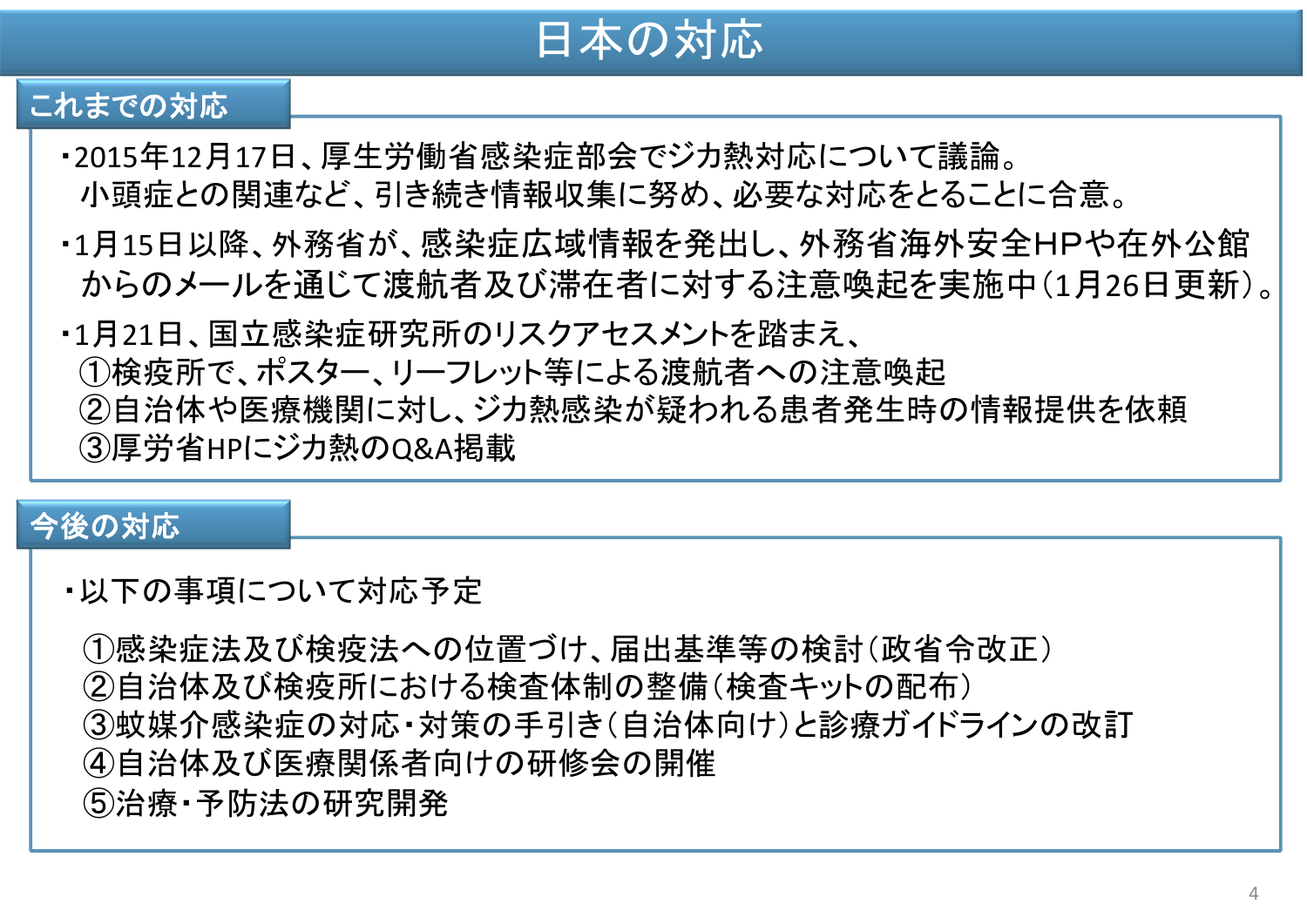# 日本の対応

## これまでの対応

・2015年12月17日、厚生労働省感染症部会でジカ熱対応について議論。
小頭症との関連など、引き続き情報収集に努め、必要な対応をとることに合意。

・1月15日以降、外務省が、感染症広域情報を発出し、外務省海外安全HPや在外公館からのメールを通じて渡航者及び滞在者に対する注意喚起を実施中（1月26日更新）。

・1月21日、国立感染症研究所のリスクアセスメントを踏まえ、
①検疫所で、ポスター、リーフレット等による渡航者への注意喚起
②自治体や医療機関に対し、ジカ熱感染が疑われる患者発生時の情報提供を依頼
③厚労省HPにジカ熱のQ&A掲載

## 今後の対応

・以下の事項について対応予定

①感染症法及び検疫法への位置づけ、届出基準等の検討（政省令改正）
②自治体及び検疫所における検査体制の整備（検査キットの配布）
③蚊媒介感染症の対応・対策の手引き（自治体向け）と診療ガイドラインの改訂
④自治体及び医療関係者向けの研修会の開催
⑤治療・予防法の研究開発